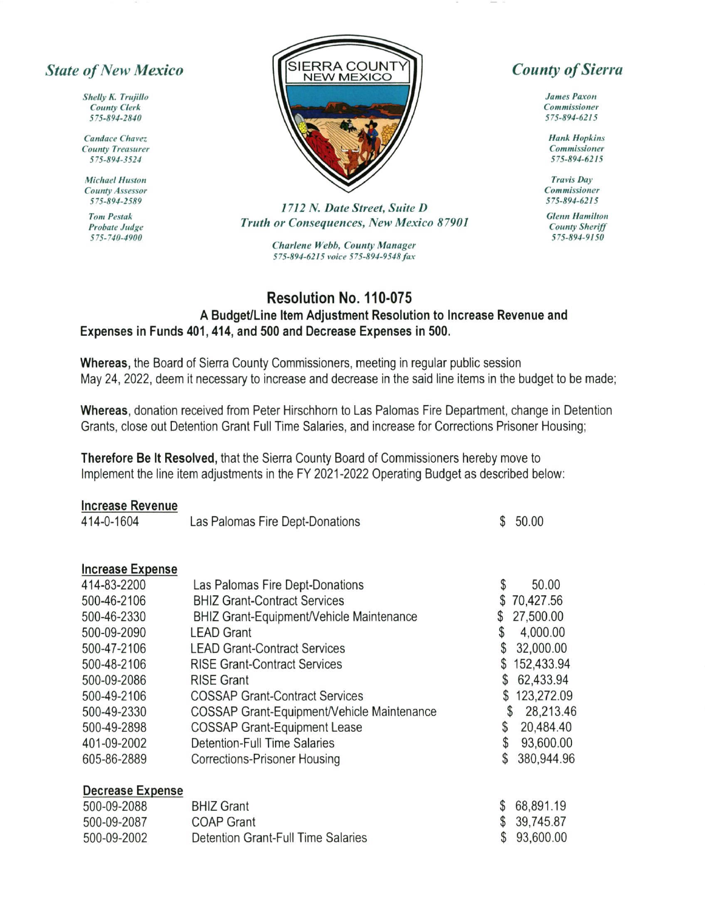**State of New Mexico**

*Shelly K. Trujillo*
*County Clerk*
*575-894-2840*

*Candace Chavez*
*County Treasurer*
*575-894-3524*

*Michael Huston*
*County Assessor*
*575-894-2589*

*Tom Pestak*
*Probate Judge*
*575-740-4900*

SIERRA COUNTY
NEW MEXICO

*1712 N. Date Street, Suite D*
*Truth or Consequences, New Mexico 87901*

*Charlene Webb, County Manager*
*575-894-6215 voice 575-894-9548 fax*

**County of Sierra**

*James Paxon*
*Commissioner*
*575-894-6215*

*Hank Hopkins*
*Commissioner*
*575-894-6215*

*Travis Day*
*Commissioner*
*575-894-6215*

*Glenn Hamilton*
*County Sheriff*
*575-894-9150*

## Resolution No. 110-075

**A Budget/Line Item Adjustment Resolution to Increase Revenue and Expenses in Funds 401, 414, and 500 and Decrease Expenses in 500.**

**Whereas,** the Board of Sierra County Commissioners, meeting in regular public session May 24, 2022, deem it necessary to increase and decrease in the said line items in the budget to be made;

**Whereas**, donation received from Peter Hirschhorn to Las Palomas Fire Department, change in Detention Grants, close out Detention Grant Full Time Salaries, and increase for Corrections Prisoner Housing;

**Therefore Be It Resolved,** that the Sierra County Board of Commissioners hereby move to Implement the line item adjustments in the FY 2021-2022 Operating Budget as described below:

**Increase Revenue**

| | | |
|---|---|---|
| 414-0-1604 | Las Palomas Fire Dept-Donations | $ 50.00 |

**Increase Expense**

| | | |
|---|---|---|
| 414-83-2200 | Las Palomas Fire Dept-Donations | $ 50.00 |
| 500-46-2106 | BHIZ Grant-Contract Services | $ 70,427.56 |
| 500-46-2330 | BHIZ Grant-Equipment/Vehicle Maintenance | $ 27,500.00 |
| 500-09-2090 | LEAD Grant | $ 4,000.00 |
| 500-47-2106 | LEAD Grant-Contract Services | $ 32,000.00 |
| 500-48-2106 | RISE Grant-Contract Services | $ 152,433.94 |
| 500-09-2086 | RISE Grant | $ 62,433.94 |
| 500-49-2106 | COSSAP Grant-Contract Services | $ 123,272.09 |
| 500-49-2330 | COSSAP Grant-Equipment/Vehicle Maintenance | $ 28,213.46 |
| 500-49-2898 | COSSAP Grant-Equipment Lease | $ 20,484.40 |
| 401-09-2002 | Detention-Full Time Salaries | $ 93,600.00 |
| 605-86-2889 | Corrections-Prisoner Housing | $ 380,944.96 |

**Decrease Expense**

| | | |
|---|---|---|
| 500-09-2088 | BHIZ Grant | $ 68,891.19 |
| 500-09-2087 | COAP Grant | $ 39,745.87 |
| 500-09-2002 | Detention Grant-Full Time Salaries | $ 93,600.00 |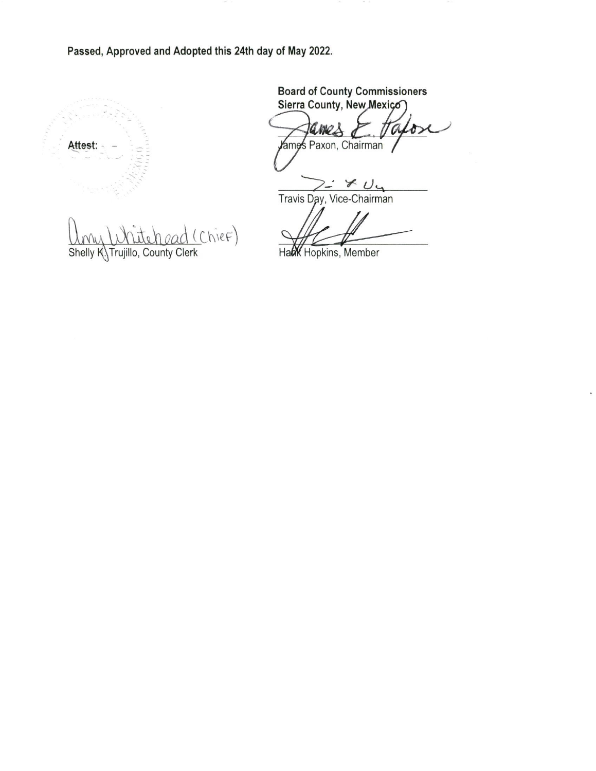**Passed, Approved and Adopted this 24th day of May 2022.**

**Board of County Commissioners**
**Sierra County, New Mexico**

James E. Paxon

James Paxon, Chairman

Travis Day, Vice-Chairman

Hank Hopkins, Member

**Attest:**

Amy Whitehead (Chief)

Shelly K. Trujillo, County Clerk